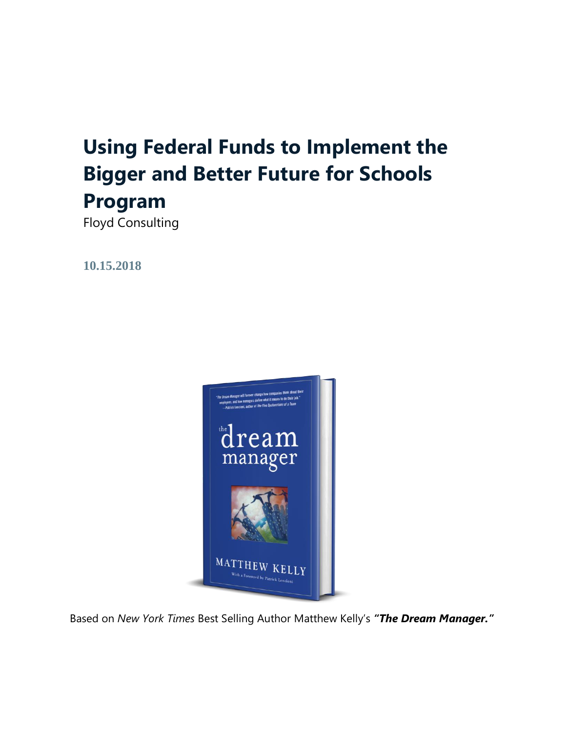# Using Federal Funds to Implement the Bigger and Better Future for Schools Program

Floyd Consulting

**10.15.2018**

Based on *New York Times* Best Selling Author Matthew Kelly's ***"The Dream Manager."***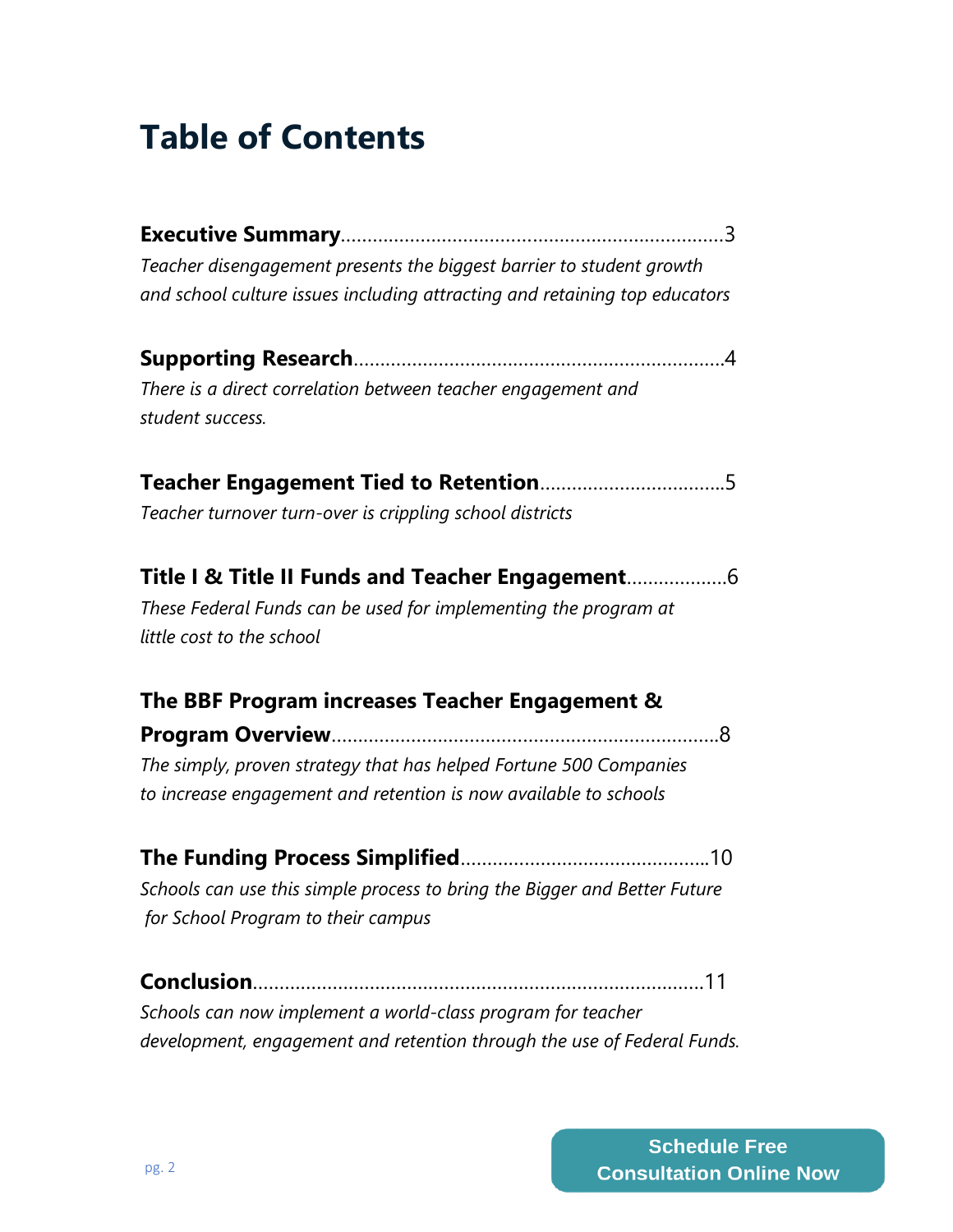# Table of Contents

**Executive Summary**........................................................................3
*Teacher disengagement presents the biggest barrier to student growth and school culture issues including attracting and retaining top educators*

**Supporting Research**......................................................................4
*There is a direct correlation between teacher engagement and student success.*

**Teacher Engagement Tied to Retention**..................................5
*Teacher turnover turn-over is crippling school districts*

**Title I & Title II Funds and Teacher Engagement**..................6
*These Federal Funds can be used for implementing the program at little cost to the school*

**The BBF Program increases Teacher Engagement & Program Overview**.........................................................................8
*The simply, proven strategy that has helped Fortune 500 Companies to increase engagement and retention is now available to schools*

**The Funding Process Simplified**..............................................10
*Schools can use this simple process to bring the Bigger and Better Future for School Program to their campus*

**Conclusion**....................................................................................11
*Schools can now implement a world-class program for teacher development, engagement and retention through the use of Federal Funds.*

Schedule Free Consultation Online Now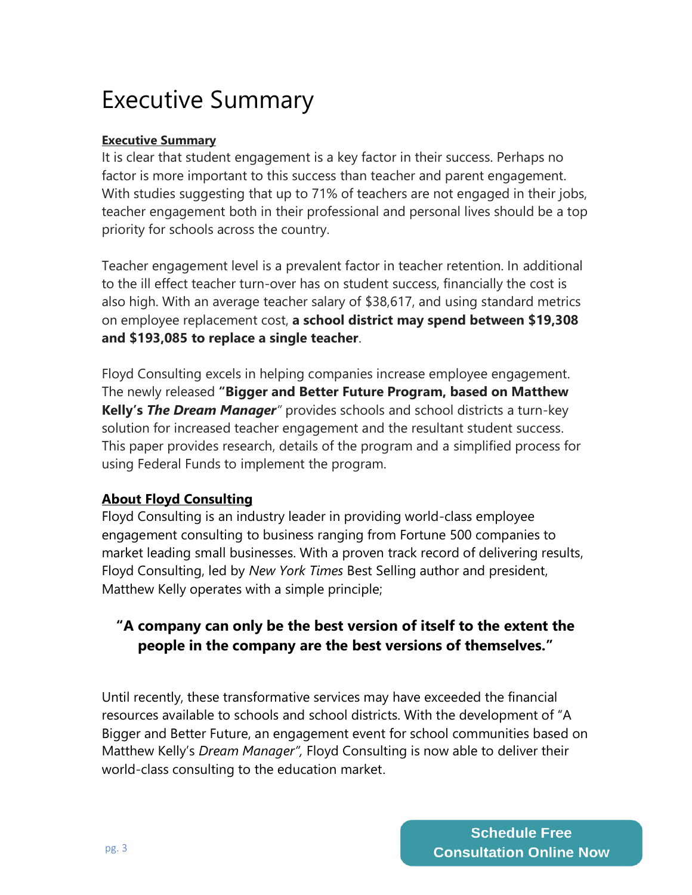# Executive Summary

**Executive Summary**

It is clear that student engagement is a key factor in their success. Perhaps no factor is more important to this success than teacher and parent engagement. With studies suggesting that up to 71% of teachers are not engaged in their jobs, teacher engagement both in their professional and personal lives should be a top priority for schools across the country.

Teacher engagement level is a prevalent factor in teacher retention. In additional to the ill effect teacher turn-over has on student success, financially the cost is also high. With an average teacher salary of $38,617, and using standard metrics on employee replacement cost, **a school district may spend between $19,308 and $193,085 to replace a single teacher**.

Floyd Consulting excels in helping companies increase employee engagement. The newly released **"Bigger and Better Future Program, based on Matthew Kelly's *The Dream Manager*"** provides schools and school districts a turn-key solution for increased teacher engagement and the resultant student success. This paper provides research, details of the program and a simplified process for using Federal Funds to implement the program.

**About Floyd Consulting**

Floyd Consulting is an industry leader in providing world-class employee engagement consulting to business ranging from Fortune 500 companies to market leading small businesses. With a proven track record of delivering results, Floyd Consulting, led by *New York Times* Best Selling author and president, Matthew Kelly operates with a simple principle;

> **"A company can only be the best version of itself to the extent the people in the company are the best versions of themselves."**

Until recently, these transformative services may have exceeded the financial resources available to schools and school districts. With the development of "A Bigger and Better Future, an engagement event for school communities based on Matthew Kelly's *Dream Manager*", Floyd Consulting is now able to deliver their world-class consulting to the education market.

Schedule Free Consultation Online Now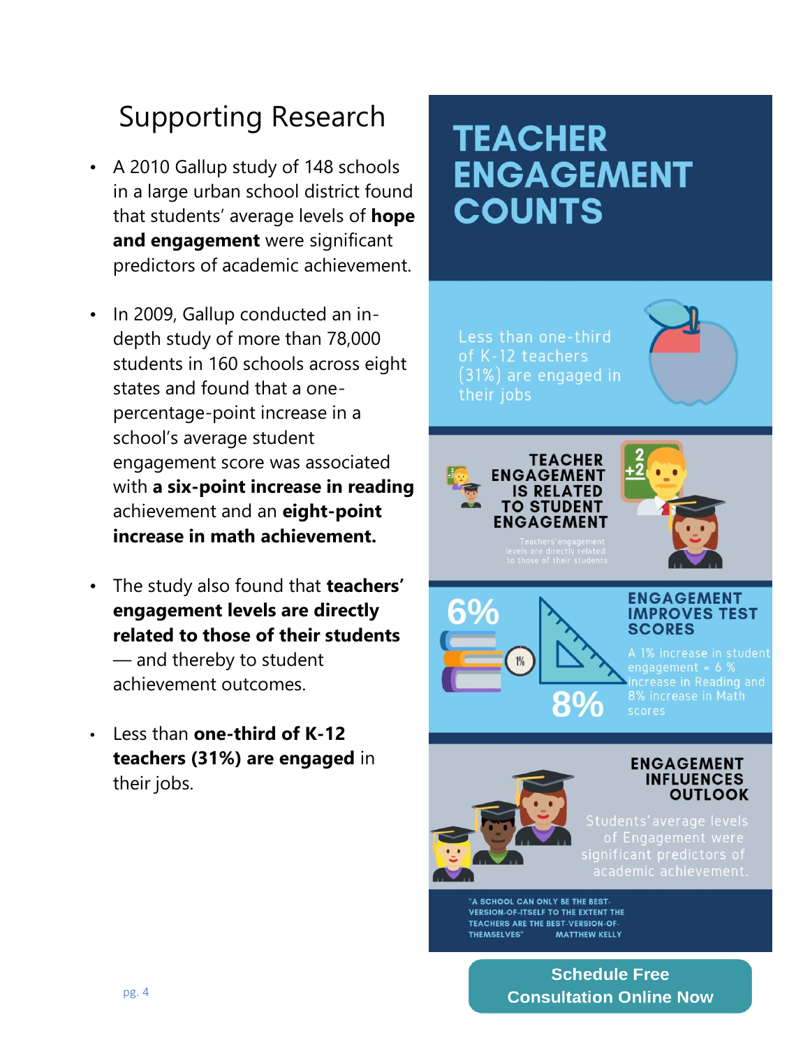## Supporting Research

- A 2010 Gallup study of 148 schools in a large urban school district found that students' average levels of **hope and engagement** were significant predictors of academic achievement.
- In 2009, Gallup conducted an in-depth study of more than 78,000 students in 160 schools across eight states and found that a one-percentage-point increase in a school's average student engagement score was associated with **a six-point increase in reading** achievement and an **eight-point increase in math achievement.**
- The study also found that **teachers' engagement levels are directly related to those of their students** — and thereby to student achievement outcomes.
- Less than **one-third of K-12 teachers (31%) are engaged** in their jobs.

# TEACHER ENGAGEMENT COUNTS

Less than one-third of K-12 teachers (31%) are engaged in their jobs

### TEACHER ENGAGEMENT IS RELATED TO STUDENT ENGAGEMENT

Teachers' engagement levels are directly related to those of their students

### ENGAGEMENT IMPROVES TEST SCORES

6% 1% 8%

A 1% increase in student engagement = 6 % increase in Reading and 8% increase in Math scores

### ENGAGEMENT INFLUENCES OUTLOOK

Students' average levels of Engagement were significant predictors of academic achievement.

"A SCHOOL CAN ONLY BE THE BEST-VERSION-OF-ITSELF TO THE EXTENT THE TEACHERS ARE THE BEST-VERSION-OF-THEMSELVES" MATTHEW KELLY

**Schedule Free Consultation Online Now**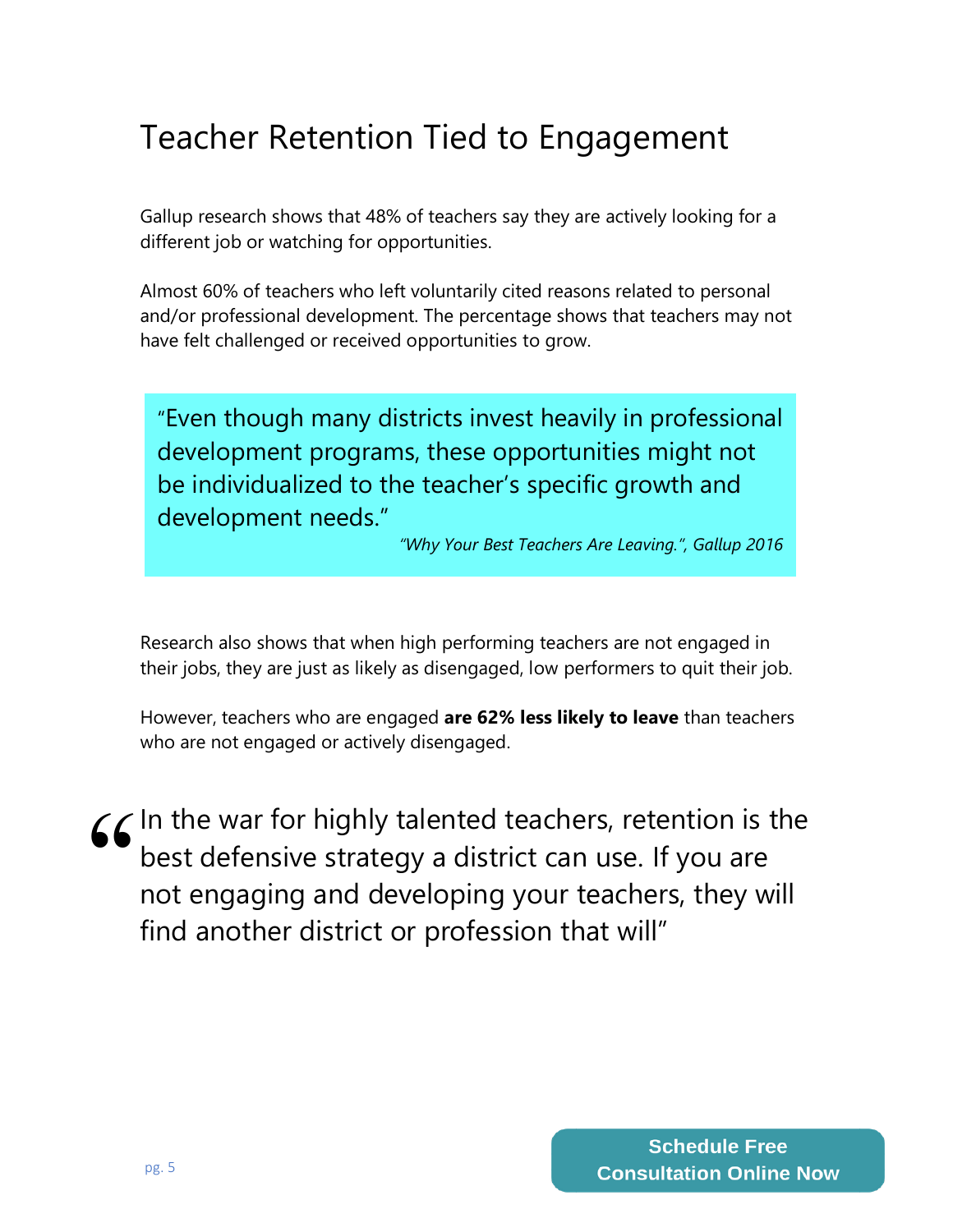# Teacher Retention Tied to Engagement

Gallup research shows that 48% of teachers say they are actively looking for a different job or watching for opportunities.

Almost 60% of teachers who left voluntarily cited reasons related to personal and/or professional development. The percentage shows that teachers may not have felt challenged or received opportunities to grow.

> "Even though many districts invest heavily in professional development programs, these opportunities might not be individualized to the teacher's specific growth and development needs."
>
> *"Why Your Best Teachers Are Leaving.", Gallup 2016*

Research also shows that when high performing teachers are not engaged in their jobs, they are just as likely as disengaged, low performers to quit their job.

However, teachers who are engaged **are 62% less likely to leave** than teachers who are not engaged or actively disengaged.

> "In the war for highly talented teachers, retention is the best defensive strategy a district can use. If you are not engaging and developing your teachers, they will find another district or profession that will"

Schedule Free Consultation Online Now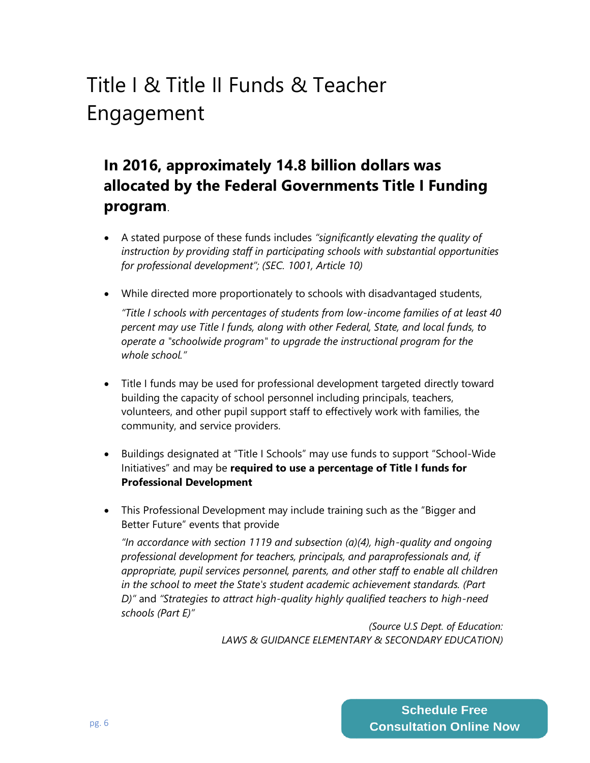# Title I & Title II Funds & Teacher Engagement

## In 2016, approximately 14.8 billion dollars was allocated by the Federal Governments Title I Funding program.

- A stated purpose of these funds includes *"significantly elevating the quality of instruction by providing staff in participating schools with substantial opportunities for professional development"; (SEC. 1001, Article 10)*

- While directed more proportionately to schools with disadvantaged students,

  *"Title I schools with percentages of students from low-income families of at least 40 percent may use Title I funds, along with other Federal, State, and local funds, to operate a "schoolwide program" to upgrade the instructional program for the whole school."*

- Title I funds may be used for professional development targeted directly toward building the capacity of school personnel including principals, teachers, volunteers, and other pupil support staff to effectively work with families, the community, and service providers.

- Buildings designated at "Title I Schools" may use funds to support "School-Wide Initiatives" and may be **required to use a percentage of Title I funds for Professional Development**

- This Professional Development may include training such as the "Bigger and Better Future" events that provide

  *"In accordance with section 1119 and subsection (a)(4), high-quality and ongoing professional development for teachers, principals, and paraprofessionals and, if appropriate, pupil services personnel, parents, and other staff to enable all children in the school to meet the State's student academic achievement standards. (Part D)"* and *"Strategies to attract high-quality highly qualified teachers to high-need schools (Part E)"*

*(Source U.S Dept. of Education: LAWS & GUIDANCE ELEMENTARY & SECONDARY EDUCATION)*

**Schedule Free Consultation Online Now**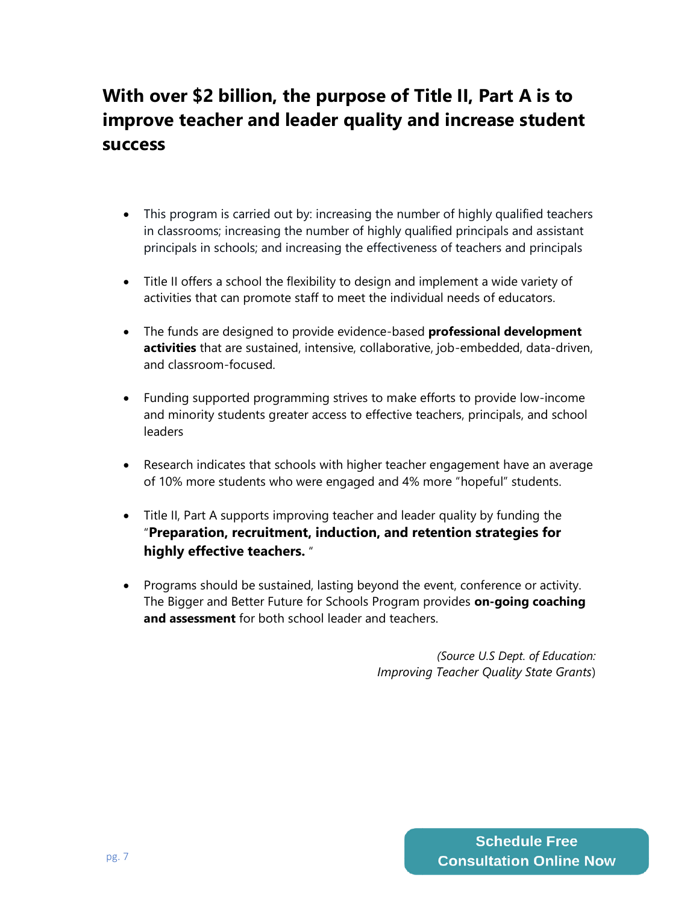## With over $2 billion, the purpose of Title II, Part A is to improve teacher and leader quality and increase student success

- This program is carried out by: increasing the number of highly qualified teachers in classrooms; increasing the number of highly qualified principals and assistant principals in schools; and increasing the effectiveness of teachers and principals
- Title II offers a school the flexibility to design and implement a wide variety of activities that can promote staff to meet the individual needs of educators.
- The funds are designed to provide evidence-based **professional development activities** that are sustained, intensive, collaborative, job-embedded, data-driven, and classroom-focused.
- Funding supported programming strives to make efforts to provide low-income and minority students greater access to effective teachers, principals, and school leaders
- Research indicates that schools with higher teacher engagement have an average of 10% more students who were engaged and 4% more "hopeful" students.
- Title II, Part A supports improving teacher and leader quality by funding the "**Preparation, recruitment, induction, and retention strategies for highly effective teachers.** "
- Programs should be sustained, lasting beyond the event, conference or activity. The Bigger and Better Future for Schools Program provides **on-going coaching and assessment** for both school leader and teachers.

*(Source U.S Dept. of Education: Improving Teacher Quality State Grants*)

Schedule Free Consultation Online Now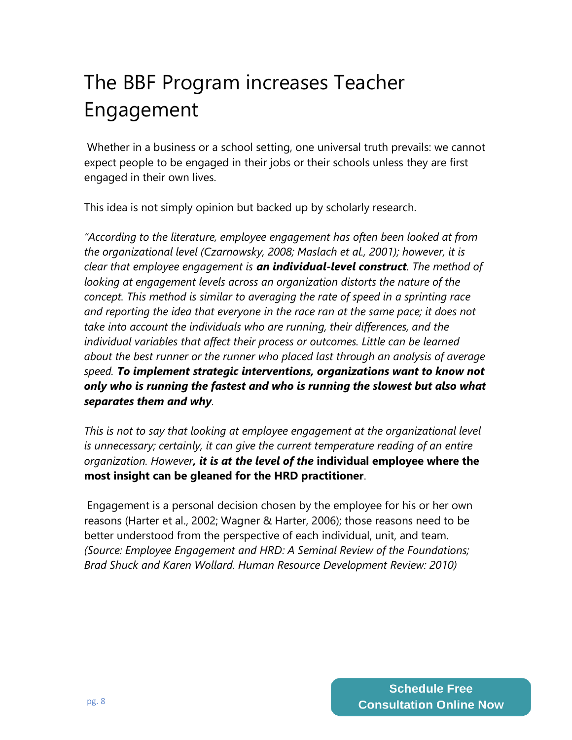# The BBF Program increases Teacher Engagement

Whether in a business or a school setting, one universal truth prevails: we cannot expect people to be engaged in their jobs or their schools unless they are first engaged in their own lives.

This idea is not simply opinion but backed up by scholarly research.

*"According to the literature, employee engagement has often been looked at from the organizational level (Czarnowsky, 2008; Maslach et al., 2001); however, it is clear that employee engagement is* ***an individual-level construct****. The method of looking at engagement levels across an organization distorts the nature of the concept. This method is similar to averaging the rate of speed in a sprinting race and reporting the idea that everyone in the race ran at the same pace; it does not take into account the individuals who are running, their differences, and the individual variables that affect their process or outcomes. Little can be learned about the best runner or the runner who placed last through an analysis of average speed.* ***To implement strategic interventions, organizations want to know not only who is running the fastest and who is running the slowest but also what separates them and why****.*

*This is not to say that looking at employee engagement at the organizational level is unnecessary; certainly, it can give the current temperature reading of an entire organization. However****, it is at the level of the*** **individual employee where the most insight can be gleaned for the HRD practitioner**.

Engagement is a personal decision chosen by the employee for his or her own reasons (Harter et al., 2002; Wagner & Harter, 2006); those reasons need to be better understood from the perspective of each individual, unit, and team. *(Source: Employee Engagement and HRD: A Seminal Review of the Foundations; Brad Shuck and Karen Wollard. Human Resource Development Review: 2010)*

**Schedule Free Consultation Online Now**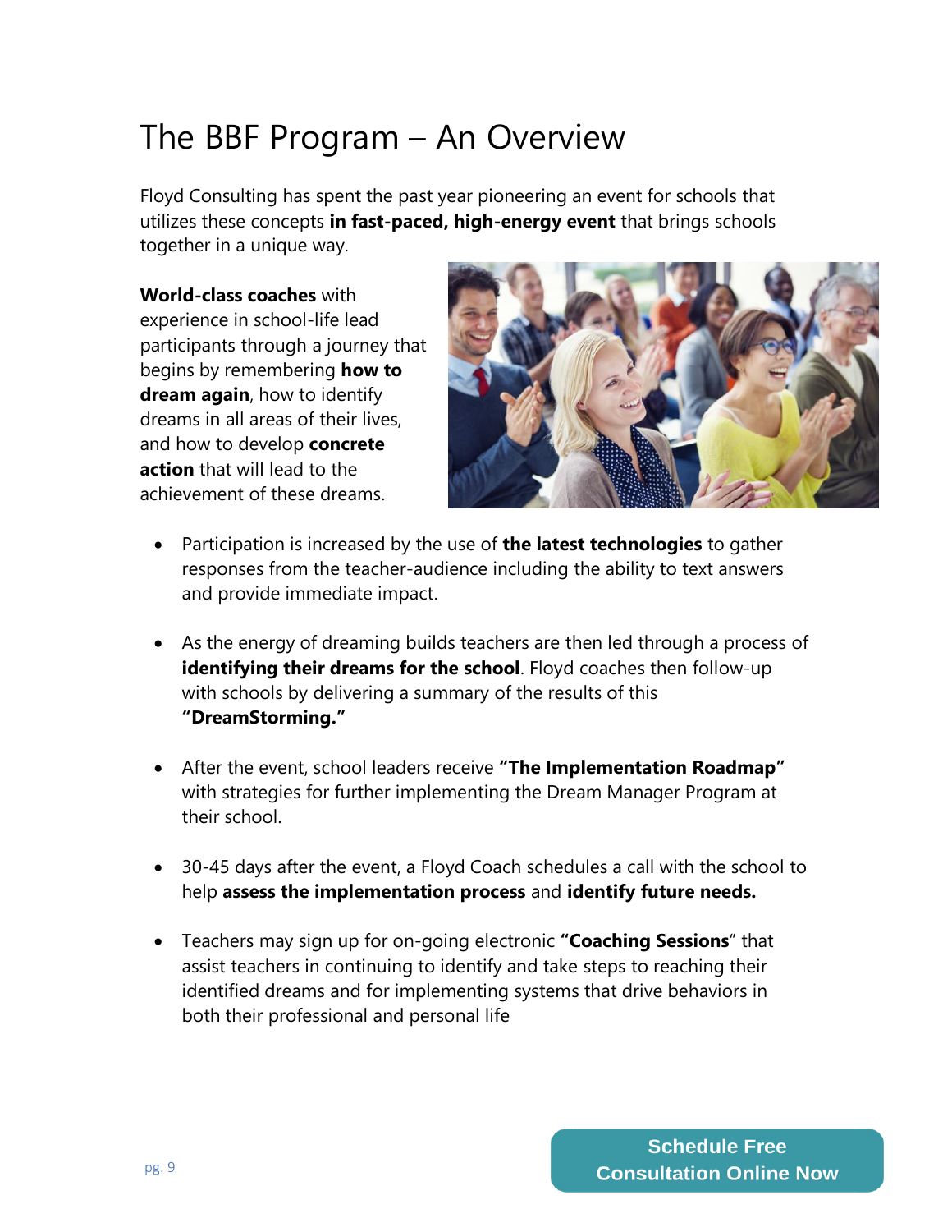# The BBF Program – An Overview

Floyd Consulting has spent the past year pioneering an event for schools that utilizes these concepts **in fast-paced, high-energy event** that brings schools together in a unique way.

**World-class coaches** with experience in school-life lead participants through a journey that begins by remembering **how to dream again**, how to identify dreams in all areas of their lives, and how to develop **concrete action** that will lead to the achievement of these dreams.

- Participation is increased by the use of **the latest technologies** to gather responses from the teacher-audience including the ability to text answers and provide immediate impact.

- As the energy of dreaming builds teachers are then led through a process of **identifying their dreams for the school**. Floyd coaches then follow-up with schools by delivering a summary of the results of this **"DreamStorming."**

- After the event, school leaders receive **"The Implementation Roadmap"** with strategies for further implementing the Dream Manager Program at their school.

- 30-45 days after the event, a Floyd Coach schedules a call with the school to help **assess the implementation process** and **identify future needs.**

- Teachers may sign up for on-going electronic **"Coaching Sessions**" that assist teachers in continuing to identify and take steps to reaching their identified dreams and for implementing systems that drive behaviors in both their professional and personal life

**Schedule Free Consultation Online Now**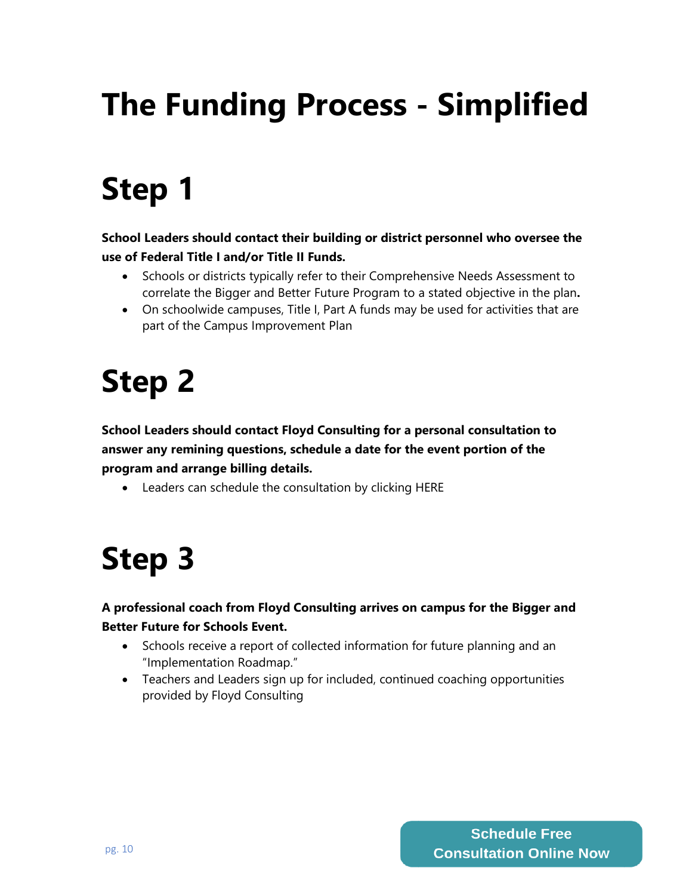# The Funding Process - Simplified

# Step 1

**School Leaders should contact their building or district personnel who oversee the use of Federal Title I and/or Title II Funds.**

- Schools or districts typically refer to their Comprehensive Needs Assessment to correlate the Bigger and Better Future Program to a stated objective in the plan**.**
- On schoolwide campuses, Title I, Part A funds may be used for activities that are part of the Campus Improvement Plan

# Step 2

**School Leaders should contact Floyd Consulting for a personal consultation to answer any remining questions, schedule a date for the event portion of the program and arrange billing details.**

- Leaders can schedule the consultation by clicking HERE

# Step 3

**A professional coach from Floyd Consulting arrives on campus for the Bigger and Better Future for Schools Event.**

- Schools receive a report of collected information for future planning and an "Implementation Roadmap."
- Teachers and Leaders sign up for included, continued coaching opportunities provided by Floyd Consulting

**Schedule Free Consultation Online Now**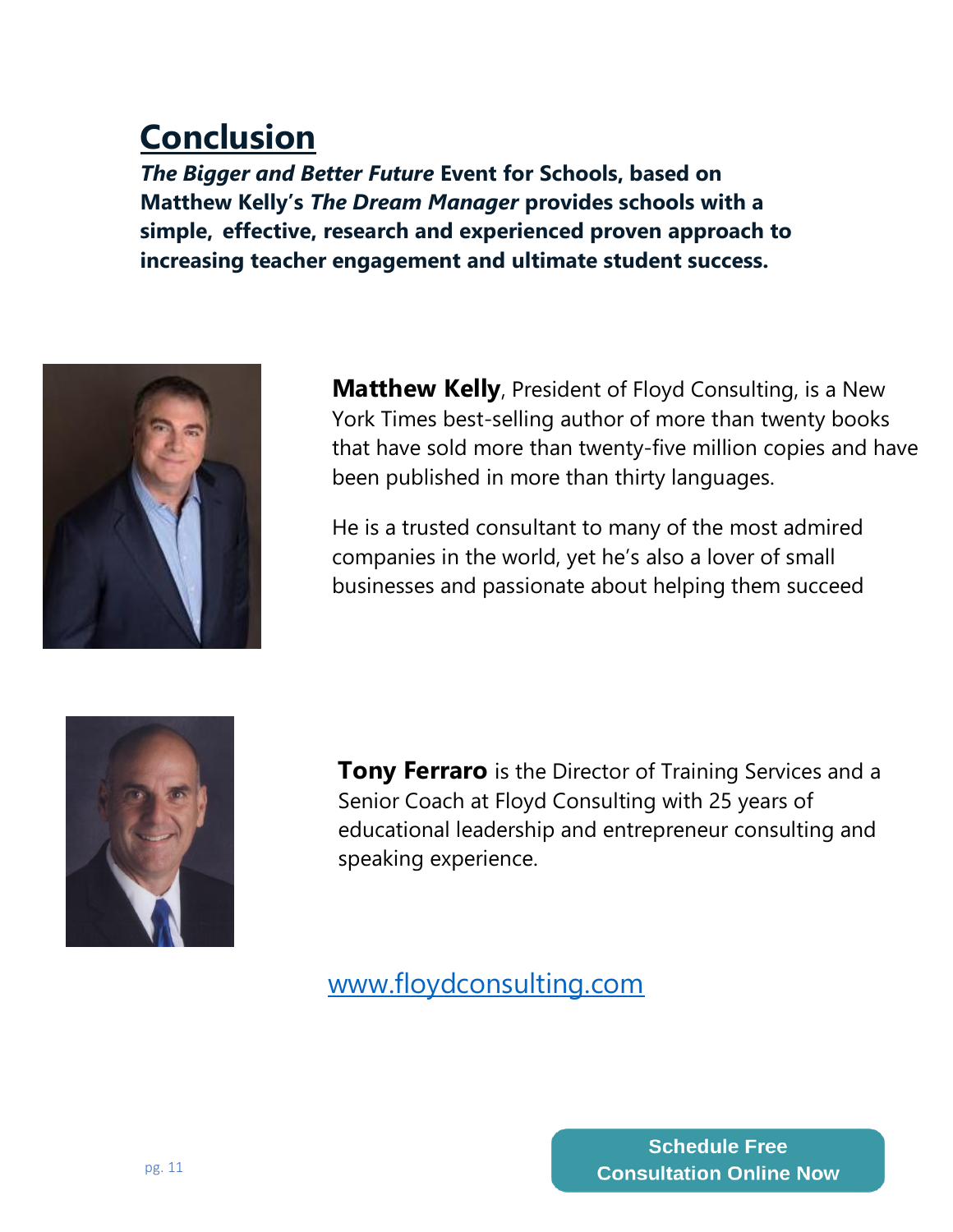# Conclusion

***The Bigger and Better Future* Event for Schools, based on Matthew Kelly's *The Dream Manager* provides schools with a simple, effective, research and experienced proven approach to increasing teacher engagement and ultimate student success.**

**Matthew Kelly**, President of Floyd Consulting, is a New York Times best-selling author of more than twenty books that have sold more than twenty-five million copies and have been published in more than thirty languages.

He is a trusted consultant to many of the most admired companies in the world, yet he's also a lover of small businesses and passionate about helping them succeed

**Tony Ferraro** is the Director of Training Services and a Senior Coach at Floyd Consulting with 25 years of educational leadership and entrepreneur consulting and speaking experience.

[www.floydconsulting.com](http://www.floydconsulting.com)

**Schedule Free Consultation Online Now**